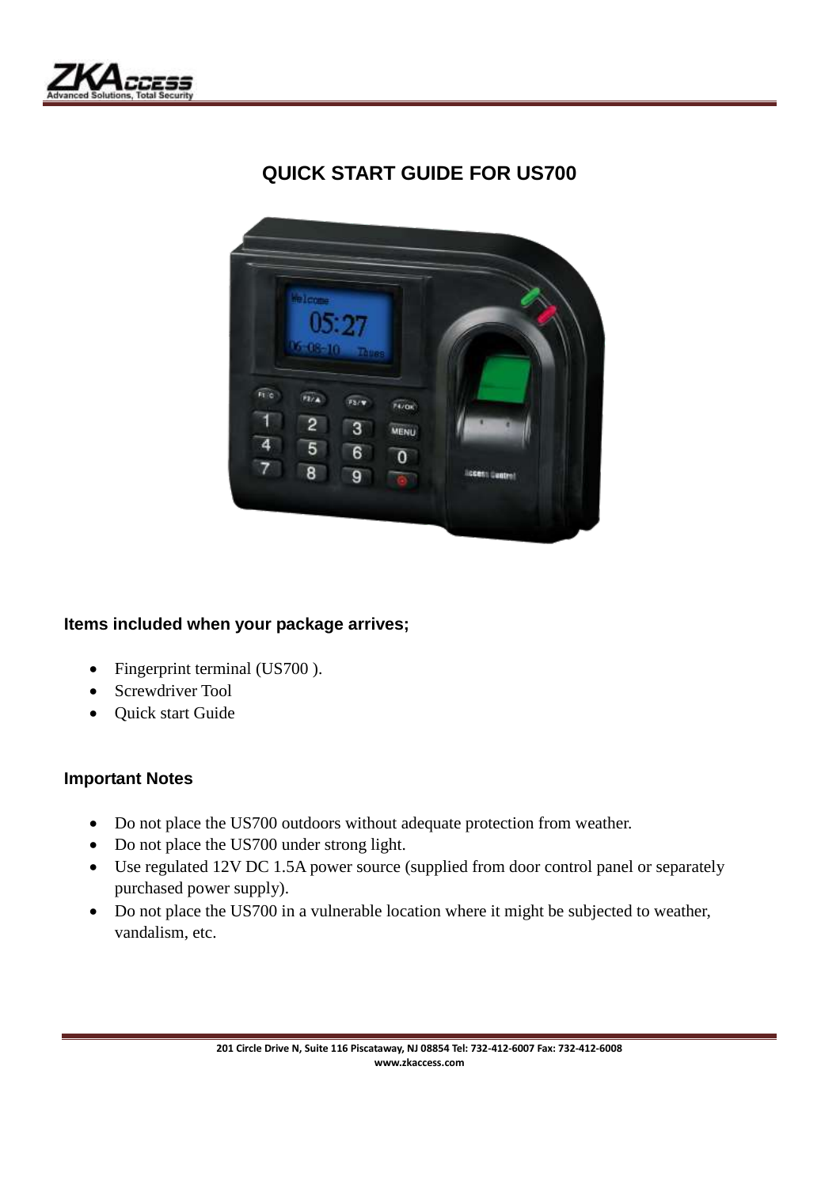# QUICK START GUIDE FOR US700

## Items included when your package arrives;

- Fingerprint terminal (US700 ).
- Screwdriver Tool
- Quick start Guide

## Important Notes

- Do not place the US700 outdoors without adequate protection from weather.
- Do not place the US700 under strong light.
- Use regulated 12V DC 1.5A power source (supplied from door control panel or separately purchased power supply).
- Do not place the US700 in a vulnerable location where it might be subjected to weather, vandalism, etc.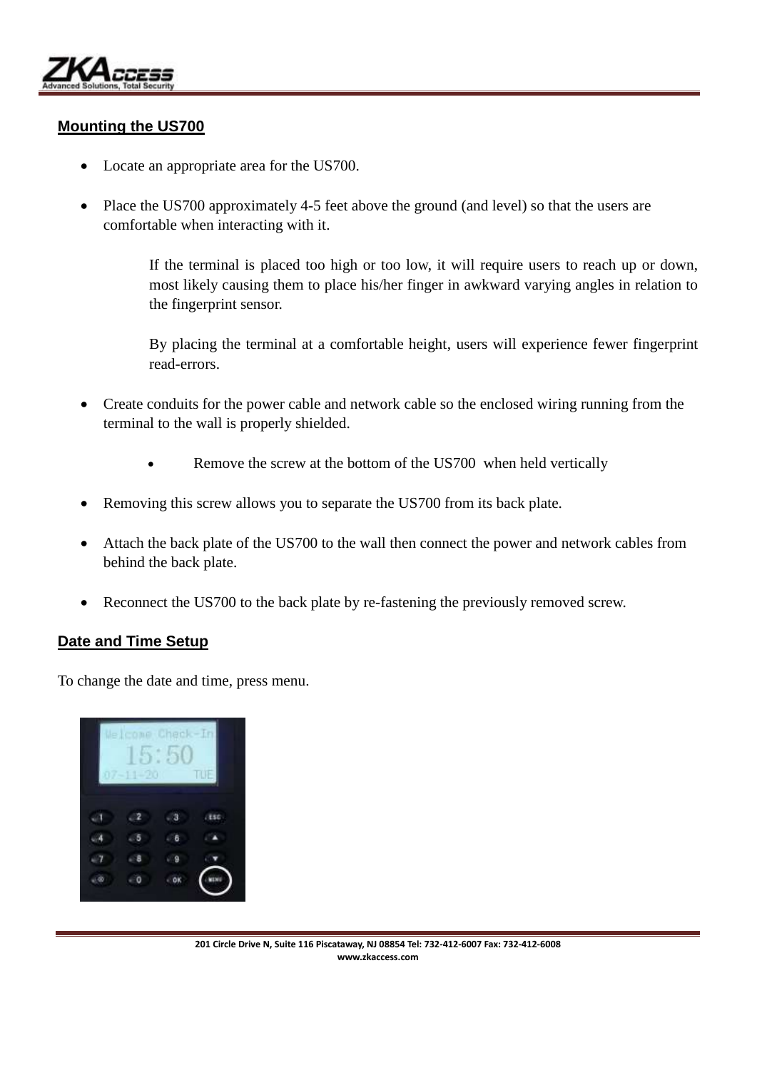## Mounting the US700

- Locate an appropriate area for the US700.
- Place the US700 approximately 4-5 feet above the ground (and level) so that the users are comfortable when interacting with it.

  If the terminal is placed too high or too low, it will require users to reach up or down, most likely causing them to place his/her finger in awkward varying angles in relation to the fingerprint sensor.

  By placing the terminal at a comfortable height, users will experience fewer fingerprint read-errors.

- Create conduits for the power cable and network cable so the enclosed wiring running from the terminal to the wall is properly shielded.
  - Remove the screw at the bottom of the US700 when held vertically
- Removing this screw allows you to separate the US700 from its back plate.
- Attach the back plate of the US700 to the wall then connect the power and network cables from behind the back plate.
- Reconnect the US700 to the back plate by re-fastening the previously removed screw.

## Date and Time Setup

To change the date and time, press menu.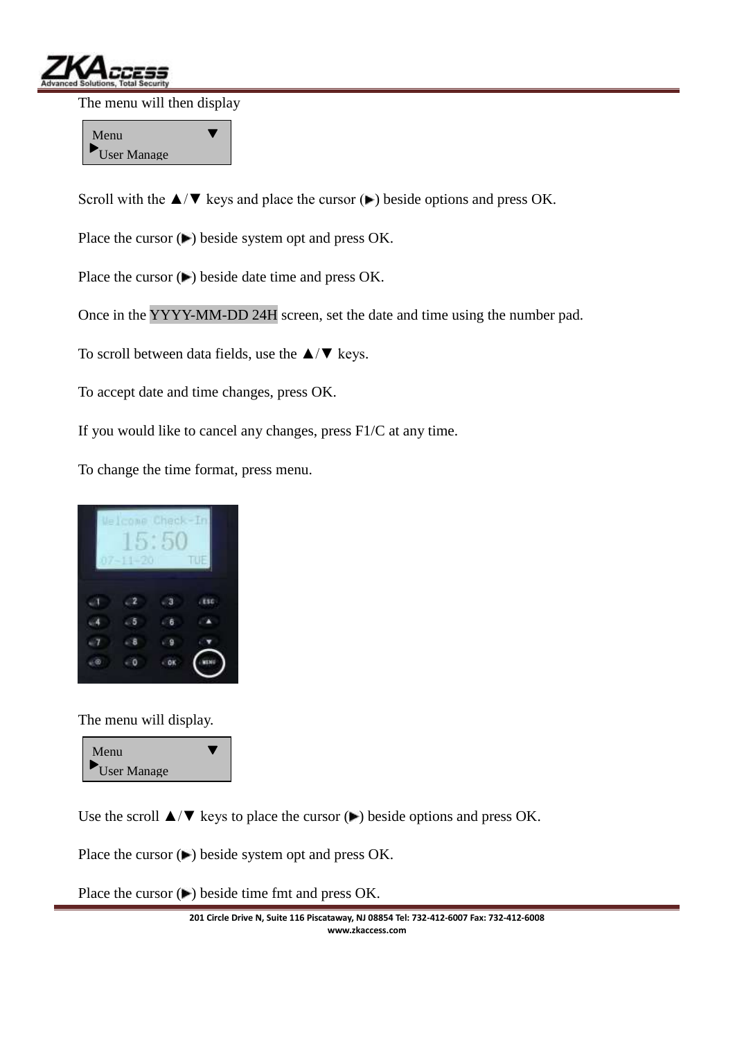The menu will then display

```
Menu            ▼
▶User Manage
```

Scroll with the ▲/▼ keys and place the cursor (▶) beside options and press OK.

Place the cursor (▶) beside system opt and press OK.

Place the cursor (▶) beside date time and press OK.

Once in the YYYY-MM-DD 24H screen, set the date and time using the number pad.

To scroll between data fields, use the ▲/▼ keys.

To accept date and time changes, press OK.

If you would like to cancel any changes, press F1/C at any time.

To change the time format, press menu.

The menu will display.

```
Menu            ▼
▶User Manage
```

Use the scroll ▲/▼ keys to place the cursor (▶) beside options and press OK.

Place the cursor (▶) beside system opt and press OK.

Place the cursor (▶) beside time fmt and press OK.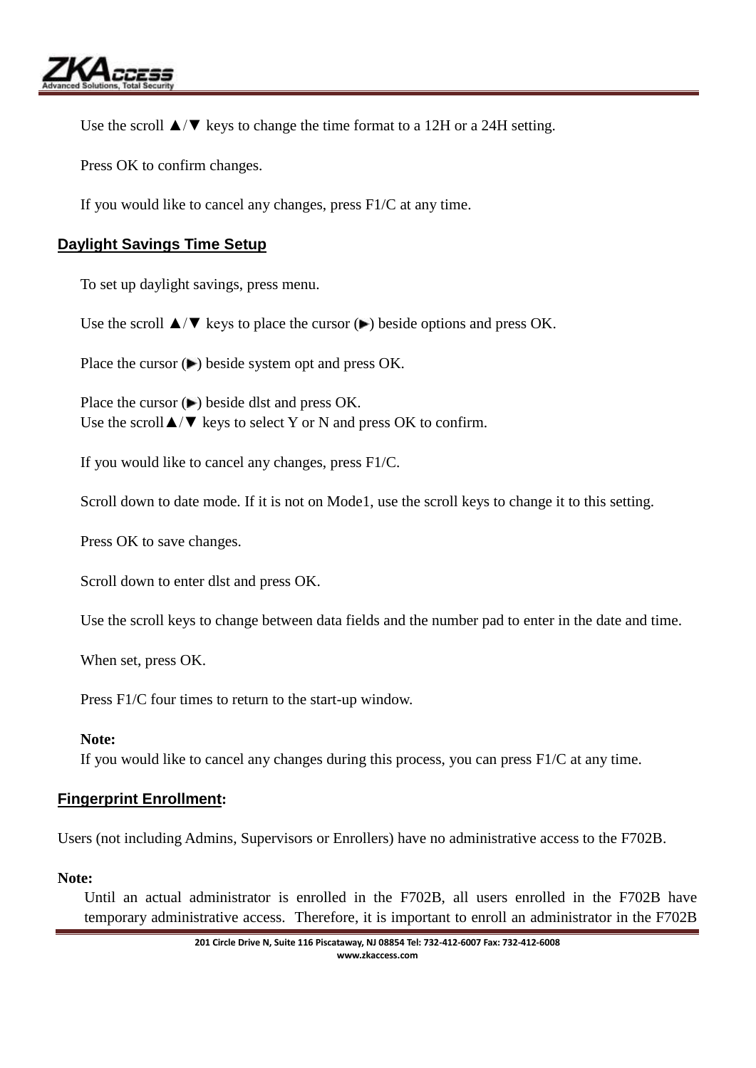Use the scroll ▲/▼ keys to change the time format to a 12H or a 24H setting.

Press OK to confirm changes.

If you would like to cancel any changes, press F1/C at any time.

## Daylight Savings Time Setup

To set up daylight savings, press menu.

Use the scroll ▲/▼ keys to place the cursor (▶) beside options and press OK.

Place the cursor (▶) beside system opt and press OK.

Place the cursor (▶) beside dlst and press OK.
Use the scroll▲/▼ keys to select Y or N and press OK to confirm.

If you would like to cancel any changes, press F1/C.

Scroll down to date mode. If it is not on Mode1, use the scroll keys to change it to this setting.

Press OK to save changes.

Scroll down to enter dlst and press OK.

Use the scroll keys to change between data fields and the number pad to enter in the date and time.

When set, press OK.

Press F1/C four times to return to the start-up window.

**Note:**
If you would like to cancel any changes during this process, you can press F1/C at any time.

## Fingerprint Enrollment:

Users (not including Admins, Supervisors or Enrollers) have no administrative access to the F702B.

**Note:**
Until an actual administrator is enrolled in the F702B, all users enrolled in the F702B have temporary administrative access. Therefore, it is important to enroll an administrator in the F702B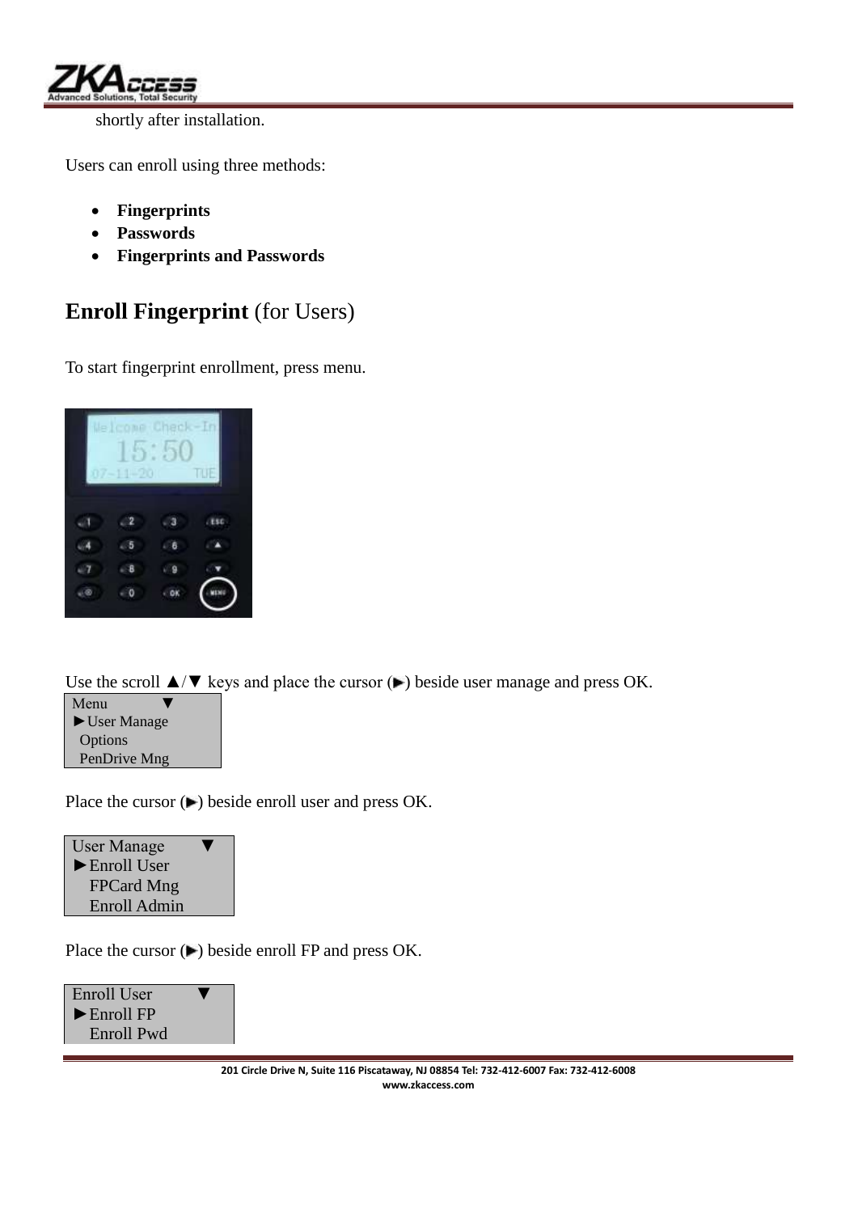shortly after installation.

Users can enroll using three methods:

- **Fingerprints**
- **Passwords**
- **Fingerprints and Passwords**

## **Enroll Fingerprint** (for Users)

To start fingerprint enrollment, press menu.

Use the scroll ▲/▼ keys and place the cursor (▶) beside user manage and press OK.

```
Menu          ▼
►User Manage
  Options
  PenDrive Mng
```

Place the cursor (▶) beside enroll user and press OK.

```
User Manage      ▼
►Enroll User
  FPCard Mng
  Enroll Admin
```

Place the cursor (▶) beside enroll FP and press OK.

```
Enroll User      ▼
►Enroll FP
  Enroll Pwd
```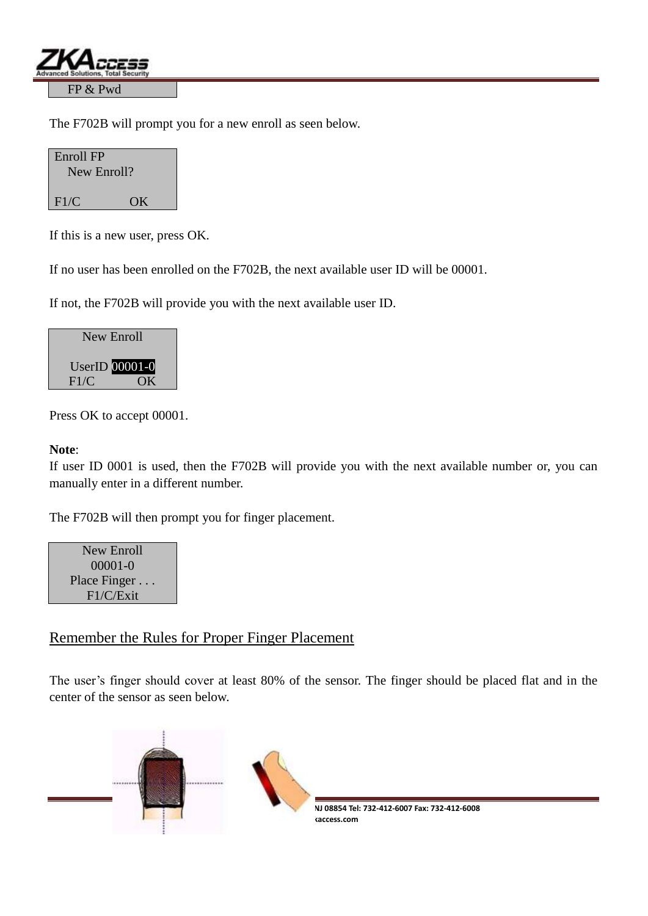```
FP & Pwd
```

The F702B will prompt you for a new enroll as seen below.

```
Enroll FP
   New Enroll?

F1/C            OK
```

If this is a new user, press OK.

If no user has been enrolled on the F702B, the next available user ID will be 00001.

If not, the F702B will provide you with the next available user ID.

```
      New Enroll

  UserID 00001-0
  F1/C            OK
```

Press OK to accept 00001.

**Note**:
If user ID 0001 is used, then the F702B will provide you with the next available number or, you can manually enter in a different number.

The F702B will then prompt you for finger placement.

```
   New Enroll
    00001-0
 Place Finger . . .
    F1/C/Exit
```

Remember the Rules for Proper Finger Placement

The user's finger should cover at least 80% of the sensor. The finger should be placed flat and in the center of the sensor as seen below.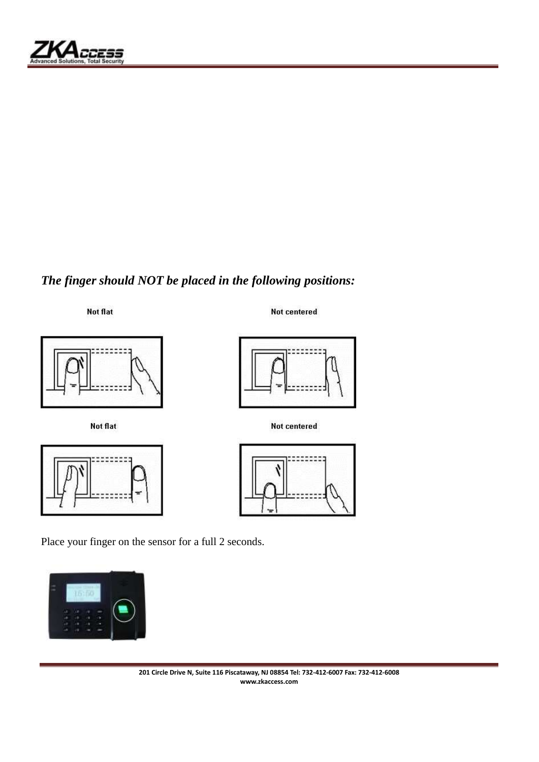*The finger should NOT be placed in the following positions:*

Not flat

Not centered

Not flat

Not centered

Place your finger on the sensor for a full 2 seconds.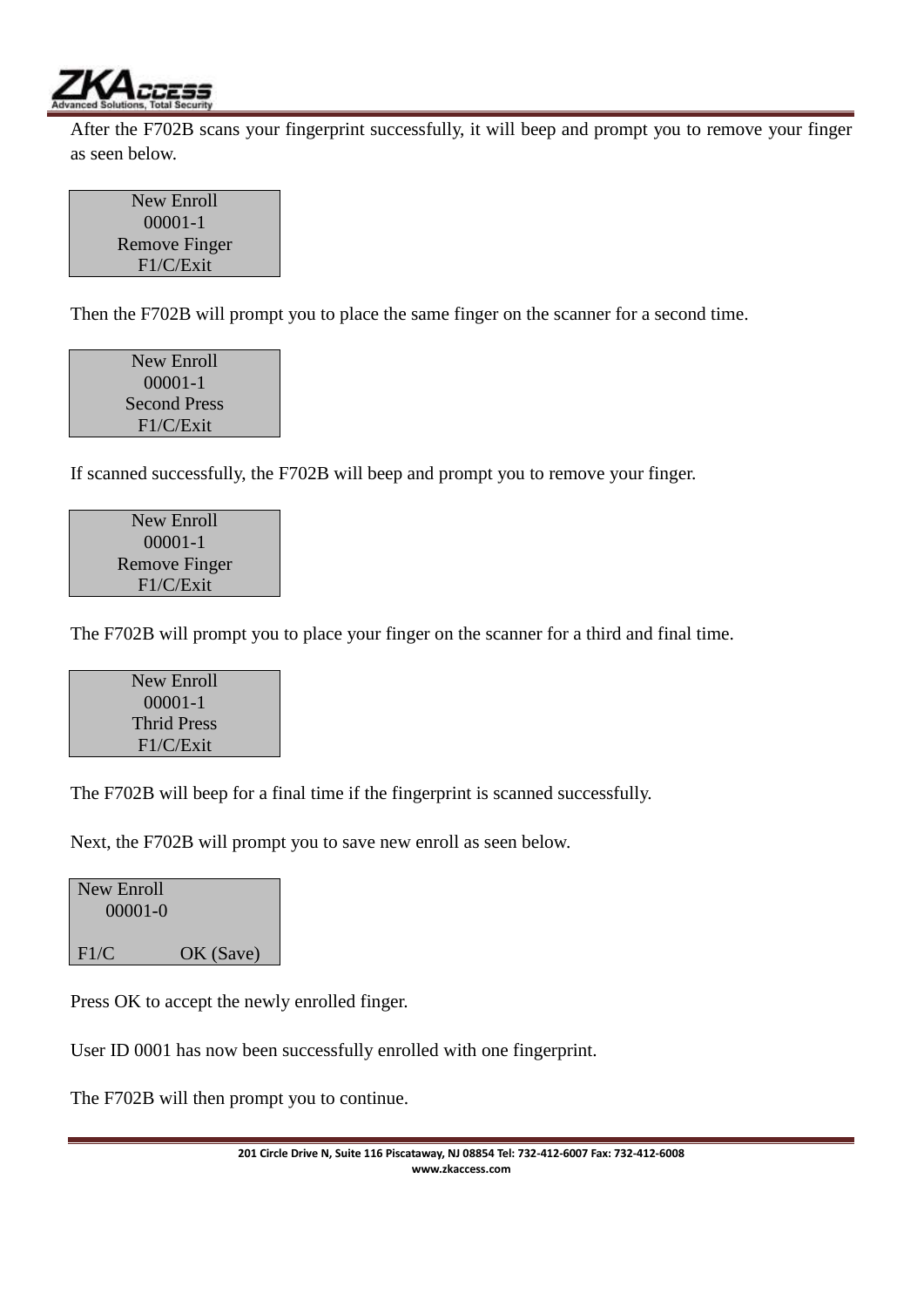After the F702B scans your fingerprint successfully, it will beep and prompt you to remove your finger as seen below.

```
New Enroll
00001-1
Remove Finger
F1/C/Exit
```

Then the F702B will prompt you to place the same finger on the scanner for a second time.

```
New Enroll
00001-1
Second Press
F1/C/Exit
```

If scanned successfully, the F702B will beep and prompt you to remove your finger.

```
New Enroll
00001-1
Remove Finger
F1/C/Exit
```

The F702B will prompt you to place your finger on the scanner for a third and final time.

```
New Enroll
00001-1
Thrid Press
F1/C/Exit
```

The F702B will beep for a final time if the fingerprint is scanned successfully.

Next, the F702B will prompt you to save new enroll as seen below.

```
New Enroll
    00001-0

F1/C          OK (Save)
```

Press OK to accept the newly enrolled finger.

User ID 0001 has now been successfully enrolled with one fingerprint.

The F702B will then prompt you to continue.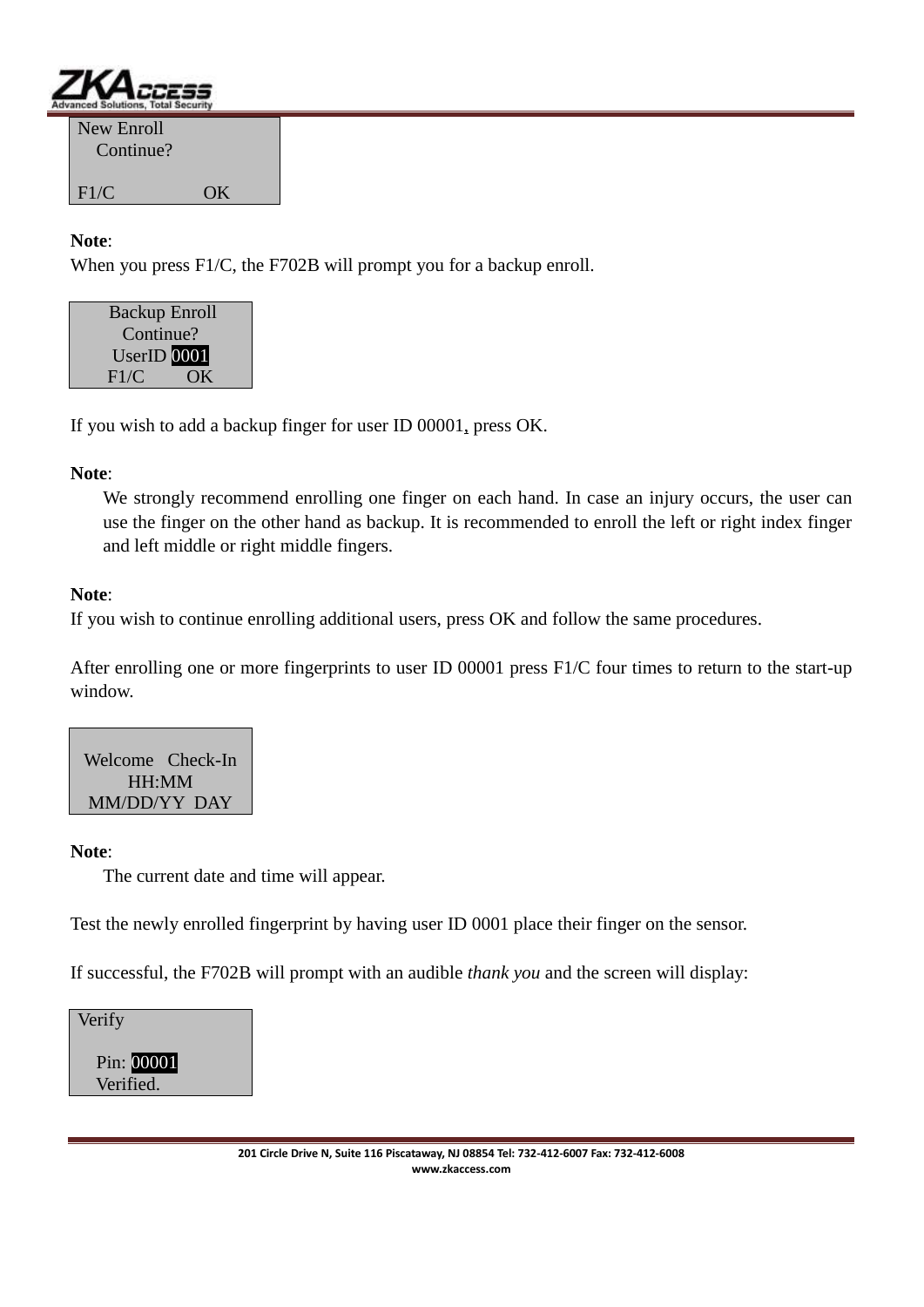```
New Enroll
  Continue?

F1/C              OK
```

**Note**:
When you press F1/C, the F702B will prompt you for a backup enroll.

```
 Backup Enroll
   Continue?
  UserID 0001
 F1/C       OK
```

If you wish to add a backup finger for user ID 00001, press OK.

**Note**:

We strongly recommend enrolling one finger on each hand. In case an injury occurs, the user can use the finger on the other hand as backup. It is recommended to enroll the left or right index finger and left middle or right middle fingers.

**Note**:
If you wish to continue enrolling additional users, press OK and follow the same procedures.

After enrolling one or more fingerprints to user ID 00001 press F1/C four times to return to the start-up window.

```
Welcome   Check-In
      HH:MM
 MM/DD/YY  DAY
```

**Note**:

The current date and time will appear.

Test the newly enrolled fingerprint by having user ID 0001 place their finger on the sensor.

If successful, the F702B will prompt with an audible *thank you* and the screen will display:

```
Verify

  Pin: 00001
  Verified.
```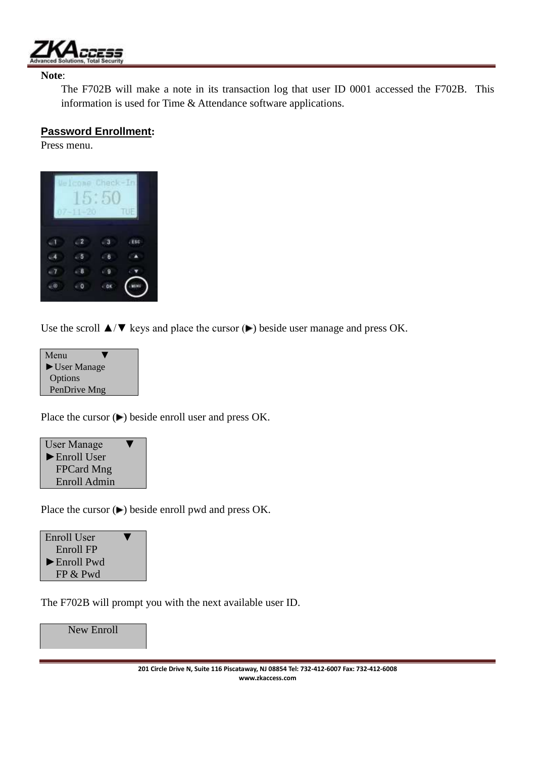**Note**:

The F702B will make a note in its transaction log that user ID 0001 accessed the F702B. This information is used for Time & Attendance software applications.

**Password Enrollment:**

Press menu.

Use the scroll ▲/▼ keys and place the cursor (►) beside user manage and press OK.

```
Menu         ▼
►User Manage
 Options
 PenDrive Mng
```

Place the cursor (►) beside enroll user and press OK.

```
User Manage      ▼
►Enroll User
  FPCard Mng
  Enroll Admin
```

Place the cursor (►) beside enroll pwd and press OK.

```
Enroll User      ▼
  Enroll FP
►Enroll Pwd
  FP & Pwd
```

The F702B will prompt you with the next available user ID.

```
New Enroll
```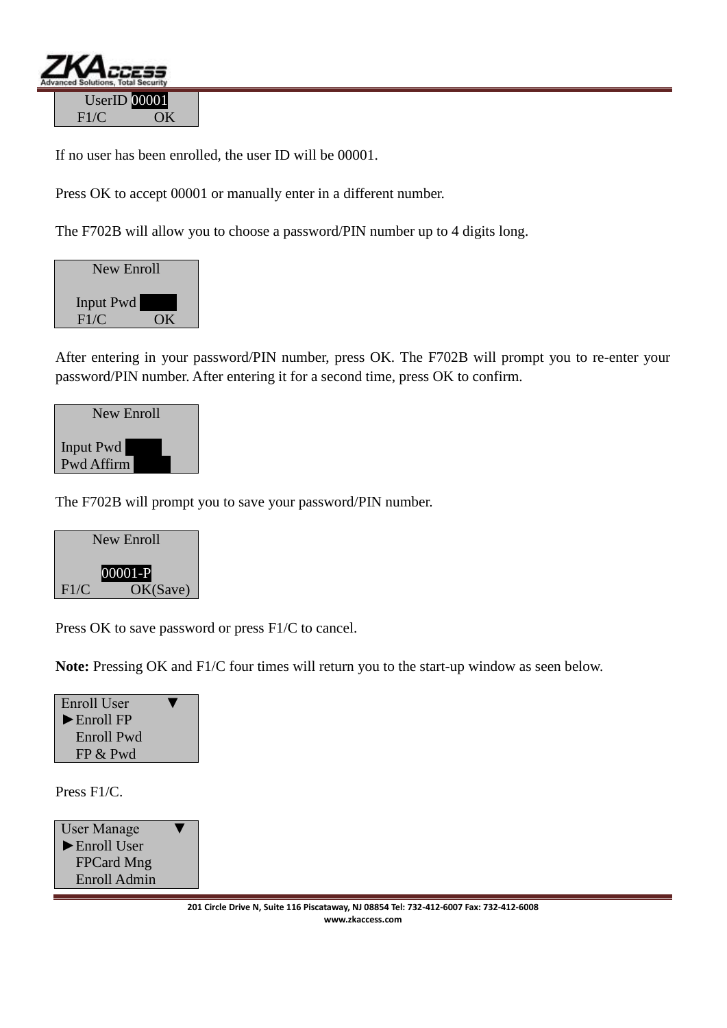```
UserID 00001
F1/C        OK
```

If no user has been enrolled, the user ID will be 00001.

Press OK to accept 00001 or manually enter in a different number.

The F702B will allow you to choose a password/PIN number up to 4 digits long.

```
New Enroll

Input Pwd
F1/C        OK
```

After entering in your password/PIN number, press OK. The F702B will prompt you to re-enter your password/PIN number. After entering it for a second time, press OK to confirm.

```
New Enroll

Input Pwd
Pwd Affirm
```

The F702B will prompt you to save your password/PIN number.

```
New Enroll

00001-P
F1/C        OK(Save)
```

Press OK to save password or press F1/C to cancel.

**Note:** Pressing OK and F1/C four times will return you to the start-up window as seen below.

```
Enroll User      ▼
►Enroll FP
 Enroll Pwd
 FP & Pwd
```

Press F1/C.

```
User Manage      ▼
►Enroll User
 FPCard Mng
 Enroll Admin
```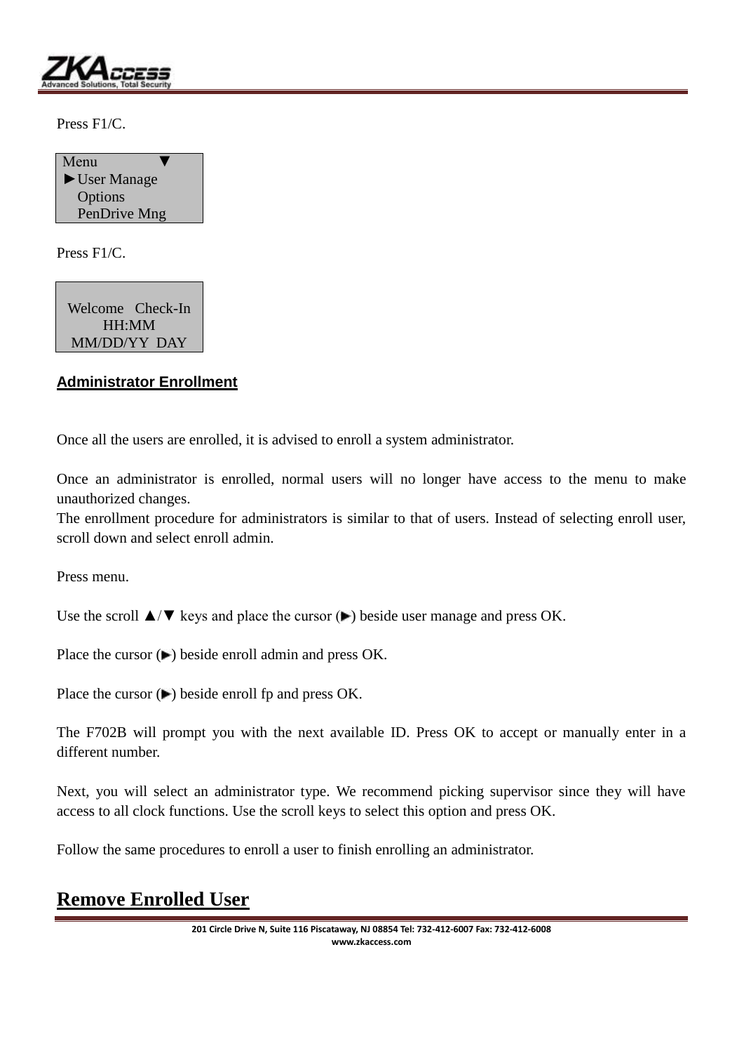Press F1/C.

```
Menu          ▼
►User Manage
  Options
  PenDrive Mng
```

Press F1/C.

```
Welcome   Check-In
      HH:MM
  MM/DD/YY  DAY
```

## Administrator Enrollment

Once all the users are enrolled, it is advised to enroll a system administrator.

Once an administrator is enrolled, normal users will no longer have access to the menu to make unauthorized changes.
The enrollment procedure for administrators is similar to that of users. Instead of selecting enroll user, scroll down and select enroll admin.

Press menu.

Use the scroll ▲/▼ keys and place the cursor (►) beside user manage and press OK.

Place the cursor (►) beside enroll admin and press OK.

Place the cursor (►) beside enroll fp and press OK.

The F702B will prompt you with the next available ID. Press OK to accept or manually enter in a different number.

Next, you will select an administrator type. We recommend picking supervisor since they will have access to all clock functions. Use the scroll keys to select this option and press OK.

Follow the same procedures to enroll a user to finish enrolling an administrator.

# Remove Enrolled User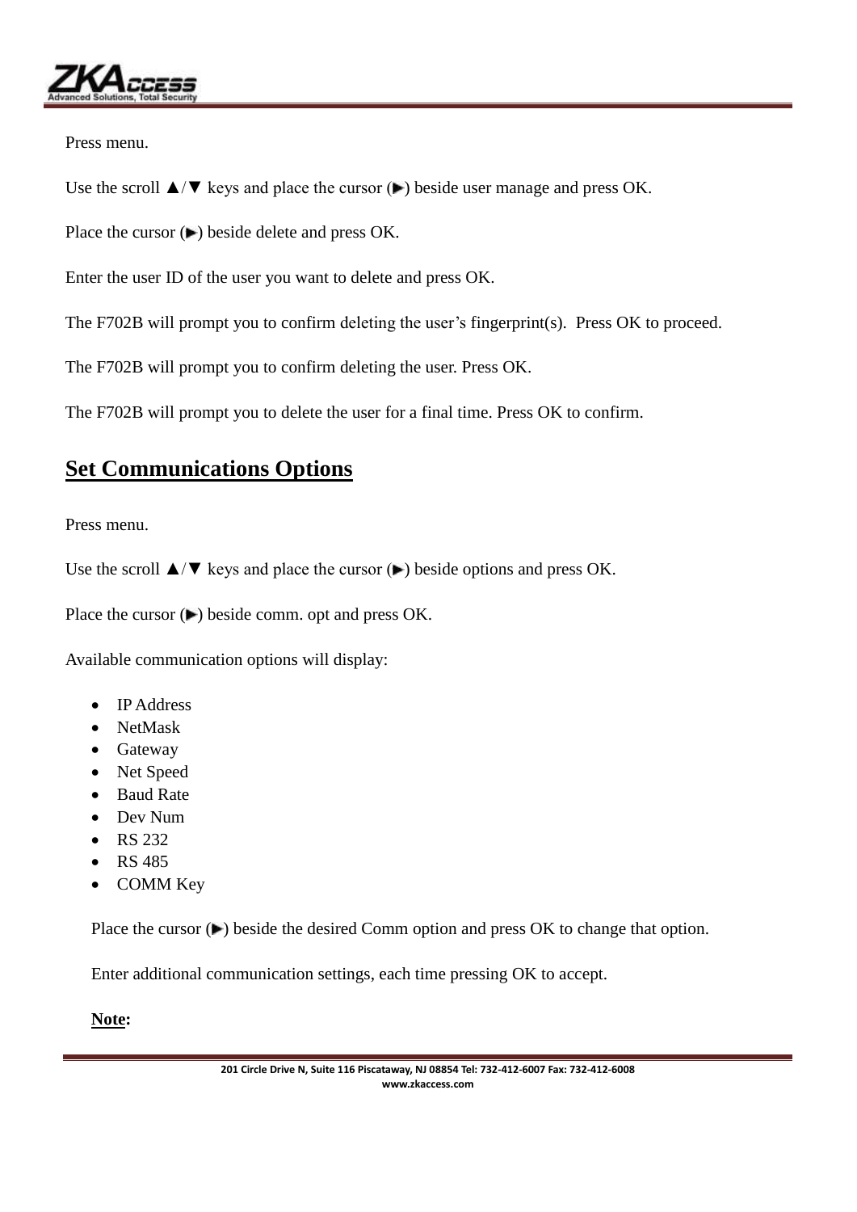Press menu.

Use the scroll ▲/▼ keys and place the cursor (▶) beside user manage and press OK.

Place the cursor (▶) beside delete and press OK.

Enter the user ID of the user you want to delete and press OK.

The F702B will prompt you to confirm deleting the user's fingerprint(s). Press OK to proceed.

The F702B will prompt you to confirm deleting the user. Press OK.

The F702B will prompt you to delete the user for a final time. Press OK to confirm.

## Set Communications Options

Press menu.

Use the scroll ▲/▼ keys and place the cursor (▶) beside options and press OK.

Place the cursor (▶) beside comm. opt and press OK.

Available communication options will display:

- IP Address
- NetMask
- Gateway
- Net Speed
- Baud Rate
- Dev Num
- RS 232
- RS 485
- COMM Key

Place the cursor (▶) beside the desired Comm option and press OK to change that option.

Enter additional communication settings, each time pressing OK to accept.

**Note:**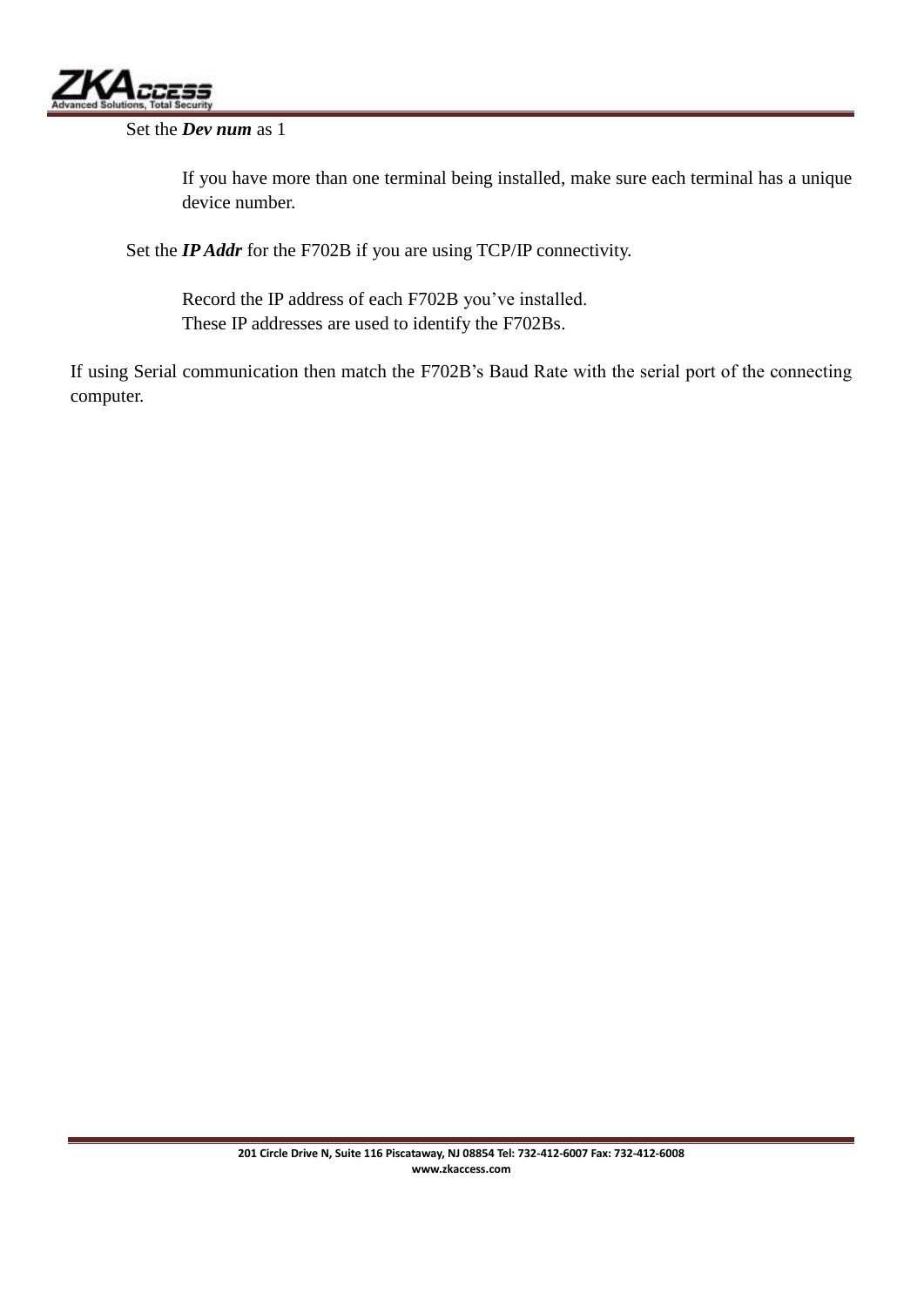Set the ***Dev num*** as 1

If you have more than one terminal being installed, make sure each terminal has a unique device number.

Set the ***IP Addr*** for the F702B if you are using TCP/IP connectivity.

Record the IP address of each F702B you've installed.
These IP addresses are used to identify the F702Bs.

If using Serial communication then match the F702B's Baud Rate with the serial port of the connecting computer.